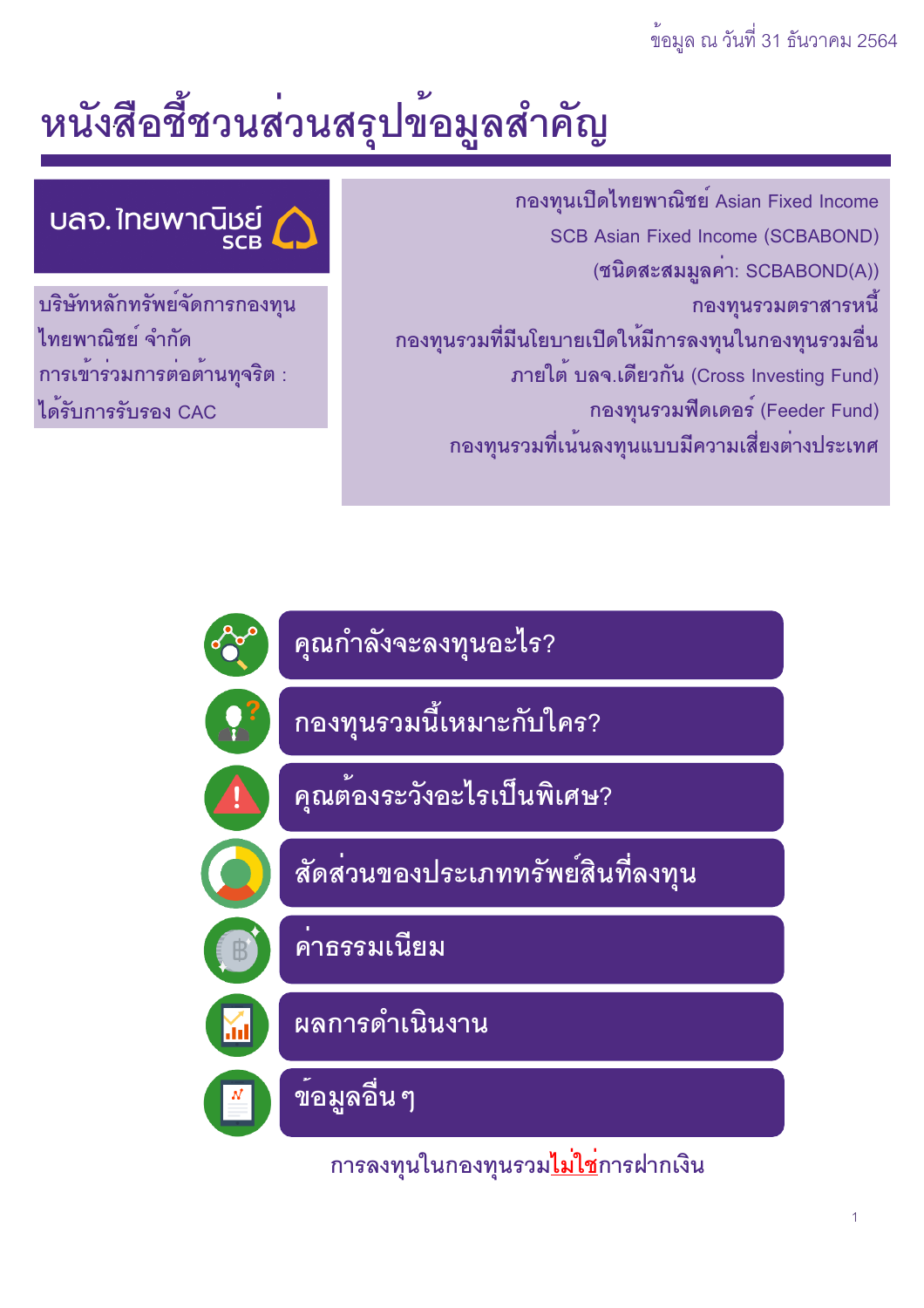ข้อมูล ณ วันที่ 31 ธันวาคม 2564

# หนังสือชี้ชวนส่วนสรุปข้อมูลสำคัญ

บลจ.ไทยพาณิชย์ SCB

บริษัทหลักทรัพย์จัดการกองทุนไทยพาณิชย์ จำกัด

การเข้าร่วมการต่อต้านทุจริต : ได้รับการรับรอง CAC

กองทุนเปิดไทยพาณิชย์ Asian Fixed Income

SCB Asian Fixed Income (SCBABOND)

(ชนิดสะสมมูลค่า: SCBABOND(A))

กองทุนรวมตราสารหนี้

กองทุนรวมที่มีนโยบายเปิดให้มีการลงทุนในกองทุนรวมอื่นภายใต้ บลจ.เดียวกัน (Cross Investing Fund)

กองทุนรวมฟีดเดอร์ (Feeder Fund)

กองทุนรวมที่เน้นลงทุนแบบมีความเสี่ยงต่างประเทศ

- คุณกำลังจะลงทุนอะไร?
- กองทุนรวมนี้เหมาะกับใคร?
- คุณต้องระวังอะไรเป็นพิเศษ?
- สัดส่วนของประเภททรัพย์สินที่ลงทุน
- ค่าธรรมเนียม
- ผลการดำเนินงาน
- ข้อมูลอื่น ๆ

การลงทุนในกองทุนรวม**ไม่ใช่**การฝากเงิน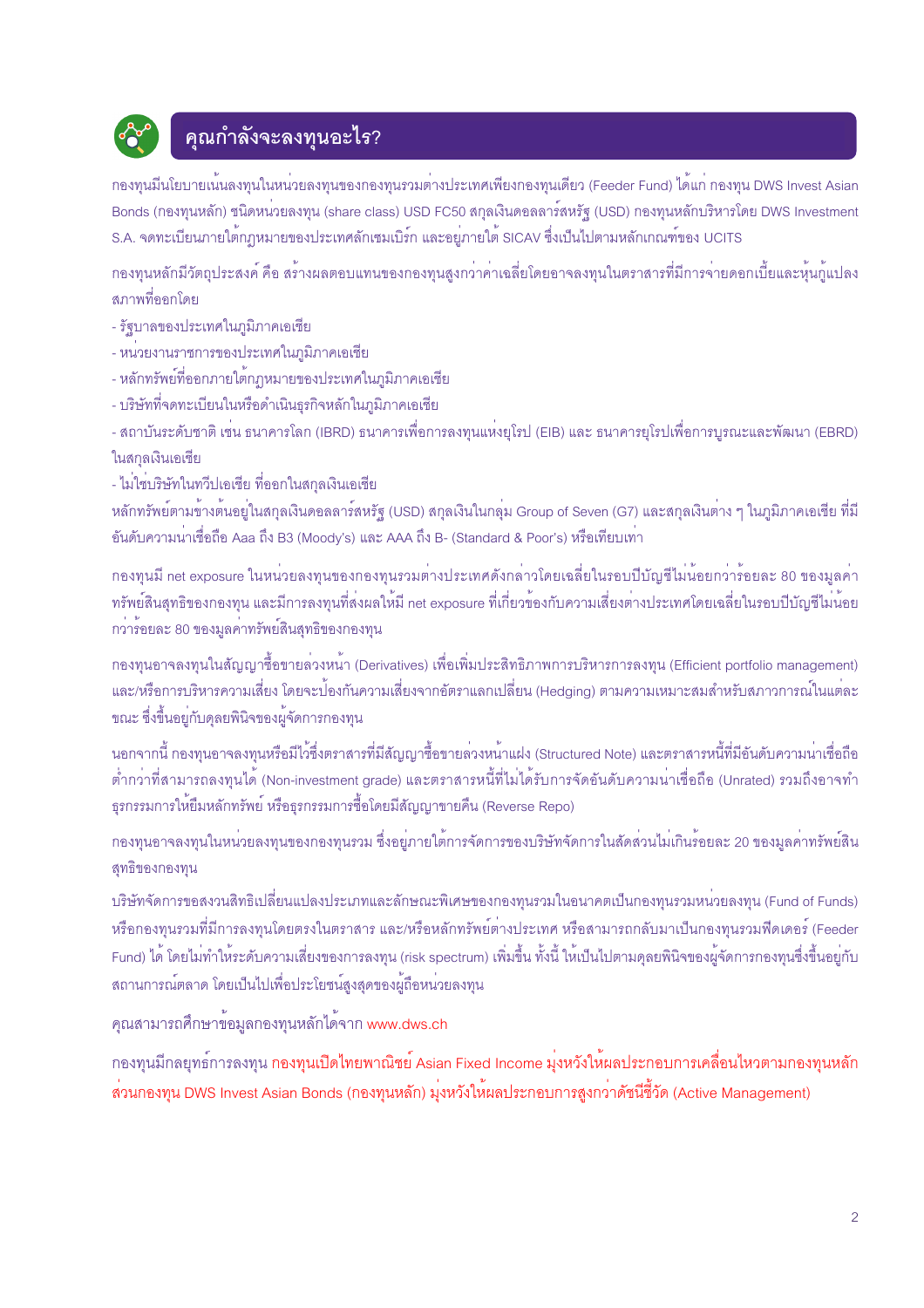## คุณกำลังจะลงทุนอะไร?

กองทุนมีนโยบายเน้นลงทุนในหน่วยลงทุนของกองทุนรวมต่างประเทศเพียงกองทุนเดียว (Feeder Fund) ได้แก่ กองทุน DWS Invest Asian Bonds (กองทุนหลัก) ชนิดหน่วยลงทุน (share class) USD FC50 สกุลเงินดอลลาร์สหรัฐ (USD) กองทุนหลักบริหารโดย DWS Investment S.A. จดทะเบียนภายใต้กฎหมายของประเทศลักเซมเบิร์ก และอยู่ภายใต้ SICAV ซึ่งเป็นไปตามหลักเกณฑ์ของ UCITS

กองทุนหลักมีวัตถุประสงค์ คือ สร้างผลตอบแทนของกองทุนสูงกว่าค่าเฉลี่ยโดยอาจลงทุนในตราสารที่มีการจ่ายดอกเบี้ยและหุ้นกู้แปลงสภาพที่ออกโดย

- รัฐบาลของประเทศในภูมิภาคเอเชีย
- หน่วยงานราชการของประเทศในภูมิภาคเอเชีย
- หลักทรัพย์ที่ออกภายใต้กฎหมายของประเทศในภูมิภาคเอเชีย
- บริษัทที่จดทะเบียนในหรือดำเนินธุรกิจหลักในภูมิภาคเอเชีย
- สถาบันระดับชาติ เช่น ธนาคารโลก (IBRD) ธนาคารเพื่อการลงทุนแห่งยุโรป (EIB) และ ธนาคารยุโรปเพื่อการบูรณะและพัฒนา (EBRD) ในสกุลเงินเอเชีย
- ไม่ใช่บริษัทในทวีปเอเชีย ที่ออกในสกุลเงินเอเชีย

หลักทรัพย์ตามข้างต้นอยู่ในสกุลเงินดอลลาร์สหรัฐ (USD) สกุลเงินในกลุ่ม Group of Seven (G7) และสกุลเงินต่าง ๆ ในภูมิภาคเอเชีย ที่มีอันดับความน่าเชื่อถือ Aaa ถึง B3 (Moody's) และ AAA ถึง B- (Standard & Poor's) หรือเทียบเท่า

กองทุนมี net exposure ในหน่วยลงทุนของกองทุนรวมต่างประเทศดังกล่าวโดยเฉลี่ยในรอบปีบัญชีไม่น้อยกว่าร้อยละ 80 ของมูลค่าทรัพย์สินสุทธิของกองทุน และมีการลงทุนที่ส่งผลให้มี net exposure ที่เกี่ยวข้องกับความเสี่ยงต่างประเทศโดยเฉลี่ยในรอบปีบัญชีไม่น้อยกว่าร้อยละ 80 ของมูลค่าทรัพย์สินสุทธิของกองทุน

กองทุนอาจลงทุนในสัญญาซื้อขายล่วงหน้า (Derivatives) เพื่อเพิ่มประสิทธิภาพการบริหารการลงทุน (Efficient portfolio management) และ/หรือการบริหารความเสี่ยง โดยจะป้องกันความเสี่ยงจากอัตราแลกเปลี่ยน (Hedging) ตามความเหมาะสมสำหรับสภาวการณ์ในแต่ละขณะ ซึ่งขึ้นอยู่กับดุลยพินิจของผู้จัดการกองทุน

นอกจากนี้ กองทุนอาจลงทุนหรือมีไว้ซึ่งตราสารที่มีสัญญาซื้อขายล่วงหน้าแฝง (Structured Note) และตราสารหนี้ที่มีอันดับความน่าเชื่อถือต่ำกว่าที่สามารถลงทุนได้ (Non-investment grade) และตราสารหนี้ที่ไม่ได้รับการจัดอันดับความน่าเชื่อถือ (Unrated) รวมถึงอาจทำธุรกรรมการให้ยืมหลักทรัพย์ หรือธุรกรรมการซื้อโดยมีสัญญาขายคืน (Reverse Repo)

กองทุนอาจลงทุนในหน่วยลงทุนของกองทุนรวม ซึ่งอยู่ภายใต้การจัดการของบริษัทจัดการในสัดส่วนไม่เกินร้อยละ 20 ของมูลค่าทรัพย์สินสุทธิของกองทุน

บริษัทจัดการขอสงวนสิทธิเปลี่ยนแปลงประเภทและลักษณะพิเศษของกองทุนรวมในอนาคตเป็นกองทุนรวมหน่วยลงทุน (Fund of Funds) หรือกองทุนรวมที่มีการลงทุนโดยตรงในตราสาร และ/หรือหลักทรัพย์ต่างประเทศ หรือสามารถกลับมาเป็นกองทุนรวมฟีดเดอร์ (Feeder Fund) ได้ โดยไม่ทำให้ระดับความเสี่ยงของการลงทุน (risk spectrum) เพิ่มขึ้น ทั้งนี้ ให้เป็นไปตามดุลยพินิจของผู้จัดการกองทุนซึ่งขึ้นอยู่กับสถานการณ์ตลาด โดยเป็นไปเพื่อประโยชน์สูงสุดของผู้ถือหน่วยลงทุน

คุณสามารถศึกษาข้อมูลกองทุนหลักได้จาก www.dws.ch

กองทุนมีกลยุทธ์การลงทุน กองทุนเปิดไทยพาณิชย์ Asian Fixed Income มุ่งหวังให้ผลประกอบการเคลื่อนไหวตามกองทุนหลัก ส่วนกองทุน DWS Invest Asian Bonds (กองทุนหลัก) มุ่งหวังให้ผลประกอบการสูงกว่าดัชนีชี้วัด (Active Management)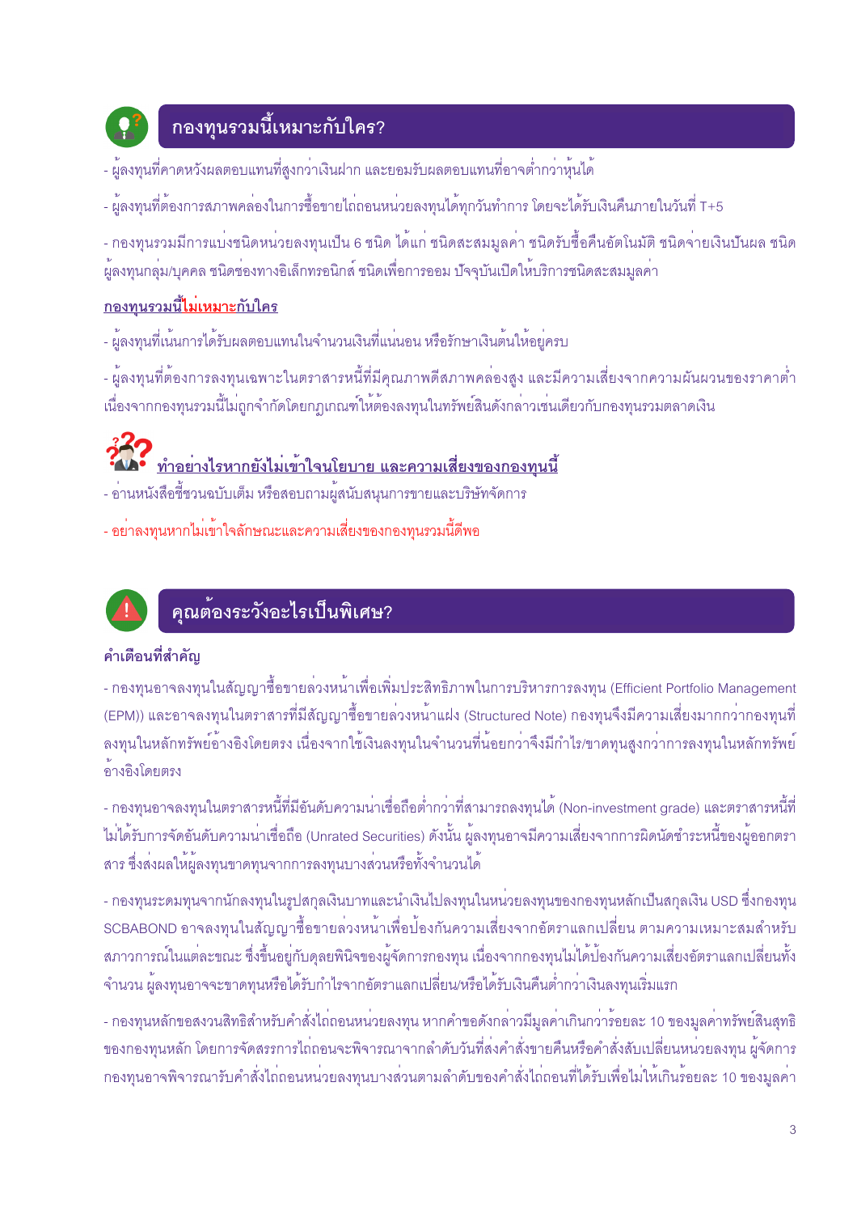## กองทุนรวมนี้เหมาะกับใคร?

- ผู้ลงทุนที่คาดหวังผลตอบแทนที่สูงกว่าเงินฝาก และยอมรับผลตอบแทนที่อาจต่ำกว่าหุ้นได้

- ผู้ลงทุนที่ต้องการสภาพคล่องในการซื้อขายไถ่ถอนหน่วยลงทุนได้ทุกวันทำการ โดยจะได้รับเงินคืนภายในวันที่ T+5

- กองทุนรวมมีการแบ่งชนิดหน่วยลงทุนเป็น 6 ชนิด ได้แก่ ชนิดสะสมมูลค่า ชนิดรับซื้อคืนอัตโนมัติ ชนิดจ่ายเงินปันผล ชนิดผู้ลงทุนกลุ่ม/บุคคล ชนิดช่องทางอิเล็กทรอนิกส์ ชนิดเพื่อการออม ปัจจุบันเปิดให้บริการชนิดสะสมมูลค่า

**กองทุนรวมนี้ไม่เหมาะกับใคร**

- ผู้ลงทุนที่เน้นการได้รับผลตอบแทนในจำนวนเงินที่แน่นอน หรือรักษาเงินต้นให้อยู่ครบ

- ผู้ลงทุนที่ต้องการลงทุนเฉพาะในตราสารหนี้ที่มีคุณภาพดีสภาพคล่องสูง และมีความเสี่ยงจากความผันผวนของราคาต่ำ เนื่องจากกองทุนรวมนี้ไม่ถูกจำกัดโดยกฎเกณฑ์ให้ต้องลงทุนในทรัพย์สินดังกล่าวเช่นเดียวกับกองทุนรวมตลาดเงิน

**ทำอย่างไรหากยังไม่เข้าใจนโยบาย และความเสี่ยงของกองทุนนี้**

- อ่านหนังสือชี้ชวนฉบับเต็ม หรือสอบถามผู้สนับสนุนการขายและบริษัทจัดการ

- อย่าลงทุนหากไม่เข้าใจลักษณะและความเสี่ยงของกองทุนรวมนี้ดีพอ

## คุณต้องระวังอะไรเป็นพิเศษ?

**คำเตือนที่สำคัญ**

- กองทุนอาจลงทุนในสัญญาซื้อขายล่วงหน้าเพื่อเพิ่มประสิทธิภาพในการบริหารการลงทุน (Efficient Portfolio Management (EPM)) และอาจลงทุนในตราสารที่มีสัญญาซื้อขายล่วงหน้าแฝง (Structured Note) กองทุนจึงมีความเสี่ยงมากกว่ากองทุนที่ลงทุนในหลักทรัพย์อ้างอิงโดยตรง เนื่องจากใช้เงินลงทุนในจำนวนที่น้อยกว่าจึงมีกำไร/ขาดทุนสูงกว่าการลงทุนในหลักทรัพย์อ้างอิงโดยตรง

- กองทุนอาจลงทุนในตราสารหนี้ที่มีอันดับความน่าเชื่อถือต่ำกว่าที่สามารถลงทุนได้ (Non-investment grade) และตราสารหนี้ที่ไม่ได้รับการจัดอันดับความน่าเชื่อถือ (Unrated Securities) ดังนั้น ผู้ลงทุนอาจมีความเสี่ยงจากการผิดนัดชำระหนี้ของผู้ออกตราสาร ซึ่งส่งผลให้ผู้ลงทุนขาดทุนจากการลงทุนบางส่วนหรือทั้งจำนวนได้

- กองทุนระดมทุนจากนักลงทุนในรูปสกุลเงินบาทและนำเงินไปลงทุนในหน่วยลงทุนของกองทุนหลักเป็นสกุลเงิน USD ซึ่งกองทุน SCBABOND อาจลงทุนในสัญญาซื้อขายล่วงหน้าเพื่อป้องกันความเสี่ยงจากอัตราแลกเปลี่ยน ตามความเหมาะสมสำหรับสภาวการณ์ในแต่ละขณะ ซึ่งขึ้นอยู่กับดุลยพินิจของผู้จัดการกองทุน เนื่องจากกองทุนไม่ได้ป้องกันความเสี่ยงอัตราแลกเปลี่ยนทั้งจำนวน ผู้ลงทุนอาจจะขาดทุนหรือได้รับกำไรจากอัตราแลกเปลี่ยน/หรือได้รับเงินคืนต่ำกว่าเงินลงทุนเริ่มแรก

- กองทุนหลักขอสงวนสิทธิสำหรับคำสั่งไถ่ถอนหน่วยลงทุน หากคำขอดังกล่าวมีมูลค่าเกินกว่าร้อยละ 10 ของมูลค่าทรัพย์สินสุทธิของกองทุนหลัก โดยการจัดสรรการไถ่ถอนจะพิจารณาจากลำดับวันที่ส่งคำสั่งขายคืนหรือคำสั่งสับเปลี่ยนหน่วยลงทุน ผู้จัดการกองทุนอาจพิจารณารับคำสั่งไถ่ถอนหน่วยลงทุนบางส่วนตามลำดับของคำสั่งไถ่ถอนที่ได้รับเพื่อไม่ให้เกินร้อยละ 10 ของมูลค่า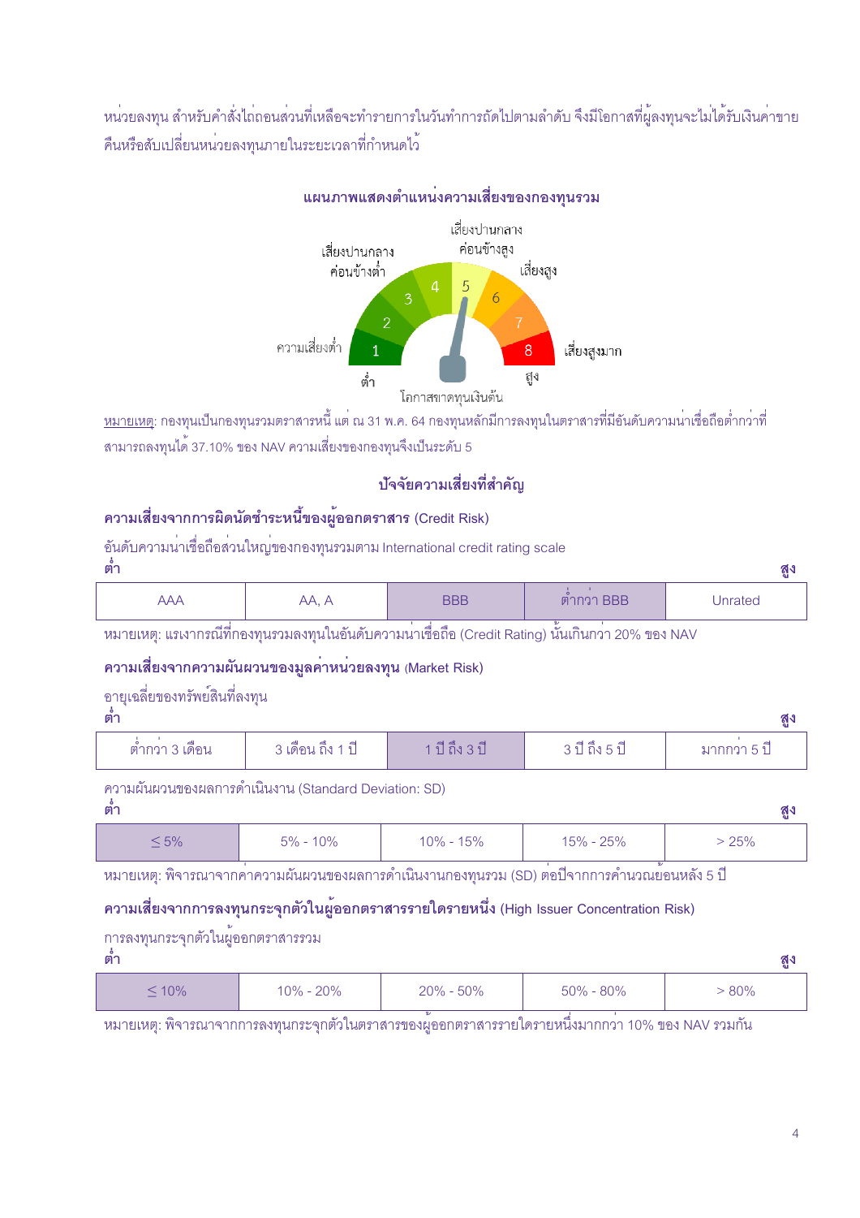หน่วยลงทุน สำหรับคำสั่งไถ่ถอนส่วนที่เหลือจะทำรายการในวันทำการถัดไปตามลำดับ จึงมีโอกาสที่ผู้ลงทุนจะไม่ได้รับเงินค่าขายคืนหรือสับเปลี่ยนหน่วยลงทุนภายในระยะเวลาที่กำหนดไว้

**แผนภาพแสดงตำแหน่งความเสี่ยงของกองทุนรวม**

ความเสี่ยงต่ำ: 1 | เสี่ยงปานกลางค่อนข้างต่ำ: 2, 3, 4 | เสี่ยงปานกลางค่อนข้างสูง: 5 | เสี่ยงสูง: 6, 7 | เสี่ยงสูงมาก: 8

ต่ำ — โอกาสขาดทุนเงินต้น — สูง

<u>หมายเหตุ</u>: กองทุนเป็นกองทุนรวมตราสารหนี้ แต่ ณ 31 พ.ค. 64 กองทุนหลักมีการลงทุนในตราสารที่มีอันดับความน่าเชื่อถือต่ำกว่าที่สามารถลงทุนได้ 37.10% ของ NAV ความเสี่ยงของกองทุนจึงเป็นระดับ 5

## ปัจจัยความเสี่ยงที่สำคัญ

### ความเสี่ยงจากการผิดนัดชำระหนี้ของผู้ออกตราสาร (Credit Risk)

อันดับความน่าเชื่อถือส่วนใหญ่ของกองทุนรวมตาม International credit rating scale

ต่ำ → สูง

| AAA | AA, A | BBB | ต่ำกว่า BBB | Unrated |
|---|---|---|---|---|

หมายเหตุ: แรเงากรณีที่กองทุนรวมลงทุนในอันดับความน่าเชื่อถือ (Credit Rating) นั้นเกินกว่า 20% ของ NAV

### ความเสี่ยงจากความผันผวนของมูลค่าหน่วยลงทุน (Market Risk)

อายุเฉลี่ยของทรัพย์สินที่ลงทุน

ต่ำ → สูง

| ต่ำกว่า 3 เดือน | 3 เดือน ถึง 1 ปี | 1 ปี ถึง 3 ปี | 3 ปี ถึง 5 ปี | มากกว่า 5 ปี |
|---|---|---|---|---|

ความผันผวนของผลการดำเนินงาน (Standard Deviation: SD)

ต่ำ → สูง

| ≤ 5% | 5% - 10% | 10% - 15% | 15% - 25% | > 25% |
|---|---|---|---|---|

หมายเหตุ: พิจารณาจากค่าความผันผวนของผลการดำเนินงานกองทุนรวม (SD) ต่อปีจากการคำนวณย้อนหลัง 5 ปี

### ความเสี่ยงจากการลงทุนกระจุกตัวในผู้ออกตราสารรายใดรายหนึ่ง (High Issuer Concentration Risk)

การลงทุนกระจุกตัวในผู้ออกตราสารรวม

ต่ำ → สูง

| ≤ 10% | 10% - 20% | 20% - 50% | 50% - 80% | > 80% |
|---|---|---|---|---|

หมายเหตุ: พิจารณาจากการลงทุนกระจุกตัวในตราสารของผู้ออกตราสารรายใดรายหนึ่งมากกว่า 10% ของ NAV รวมกัน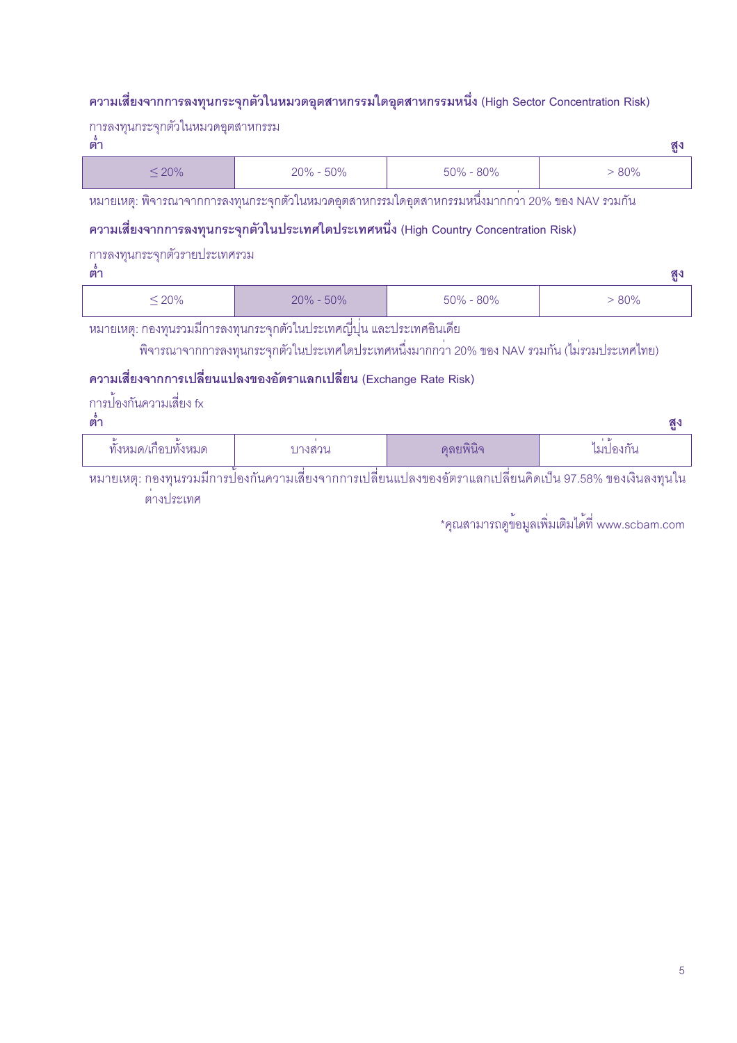**ความเสี่ยงจากการลงทุนกระจุกตัวในหมวดอุตสาหกรรมใดอุตสาหกรรมหนึ่ง** (High Sector Concentration Risk)

การลงทุนกระจุกตัวในหมวดอุตสาหกรรม

ต่ำ — สูง

| ≤ 20% | 20% - 50% | 50% - 80% | > 80% |
|---|---|---|---|

หมายเหตุ: พิจารณาจากการลงทุนกระจุกตัวในหมวดอุตสาหกรรมใดอุตสาหกรรมหนึ่งมากกว่า 20% ของ NAV รวมกัน

**ความเสี่ยงจากการลงทุนกระจุกตัวในประเทศใดประเทศหนึ่ง** (High Country Concentration Risk)

การลงทุนกระจุกตัวรายประเทศรวม

ต่ำ — สูง

| ≤ 20% | 20% - 50% | 50% - 80% | > 80% |
|---|---|---|---|

หมายเหตุ: กองทุนรวมมีการลงทุนกระจุกตัวในประเทศญี่ปุ่น และประเทศอินเดีย

พิจารณาจากการลงทุนกระจุกตัวในประเทศใดประเทศหนึ่งมากกว่า 20% ของ NAV รวมกัน (ไม่รวมประเทศไทย)

**ความเสี่ยงจากการเปลี่ยนแปลงของอัตราแลกเปลี่ยน** (Exchange Rate Risk)

การป้องกันความเสี่ยง fx

ต่ำ — สูง

| ทั้งหมด/เกือบทั้งหมด | บางส่วน | ดุลยพินิจ | ไม่ป้องกัน |
|---|---|---|---|

หมายเหตุ: กองทุนรวมมีการป้องกันความเสี่ยงจากการเปลี่ยนแปลงของอัตราแลกเปลี่ยนคิดเป็น 97.58% ของเงินลงทุนในต่างประเทศ

*คุณสามารถดูข้อมูลเพิ่มเติมได้ที่ www.scbam.com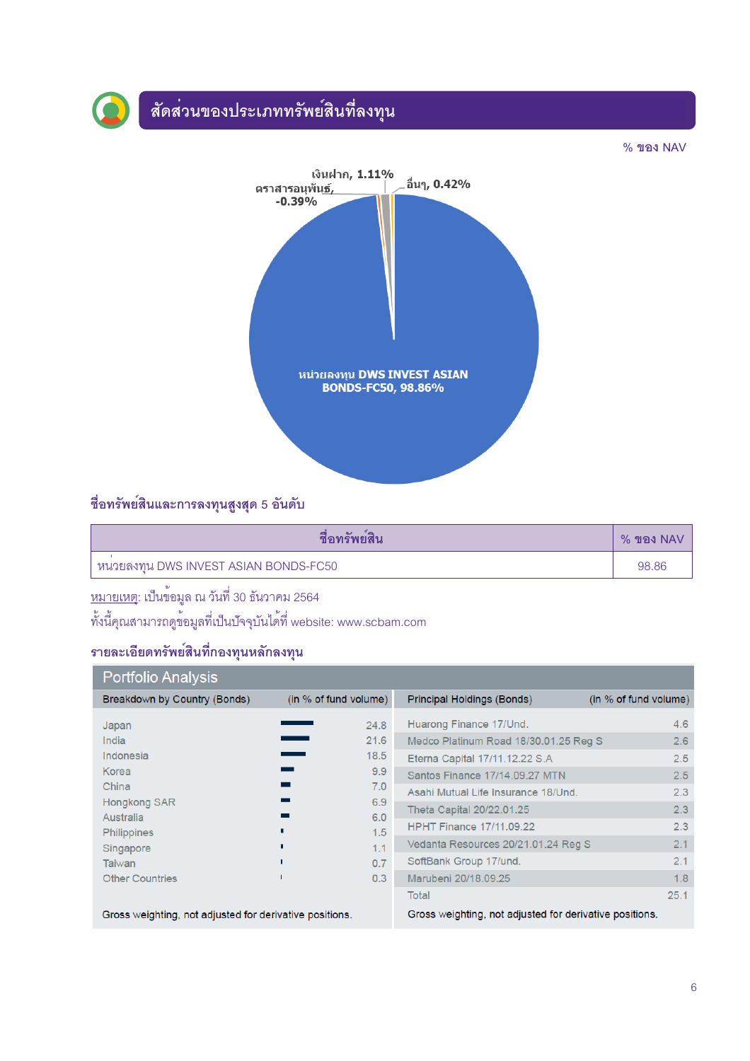## สัดส่วนของประเภททรัพย์สินที่ลงทุน

% ของ NAV

- หน่วยลงทุน DWS INVEST ASIAN BONDS-FC50, 98.86%
- เงินฝาก, 1.11%
- ตราสารอนุพันธ์, -0.39%
- อื่นๆ, 0.42%

### ชื่อทรัพย์สินและการลงทุนสูงสุด 5 อันดับ

| ชื่อทรัพย์สิน | % ของ NAV |
|---|---|
| หน่วยลงทุน DWS INVEST ASIAN BONDS-FC50 | 98.86 |

หมายเหตุ: เป็นข้อมูล ณ วันที่ 30 ธันวาคม 2564
ทั้งนี้คุณสามารถดูข้อมูลที่เป็นปัจจุบันได้ที่ website: www.scbam.com

### รายละเอียดทรัพย์สินที่กองทุนหลักลงทุน

**Portfolio Analysis**

| Breakdown by Country (Bonds) | (in % of fund volume) |
|---|---|
| Japan | 24.8 |
| India | 21.6 |
| Indonesia | 18.5 |
| Korea | 9.9 |
| China | 7.0 |
| Hongkong SAR | 6.9 |
| Australia | 6.0 |
| Philippines | 1.5 |
| Singapore | 1.1 |
| Taiwan | 0.7 |
| Other Countries | 0.3 |

Gross weighting, not adjusted for derivative positions.

| Principal Holdings (Bonds) | (in % of fund volume) |
|---|---|
| Huarong Finance 17/Und. | 4.6 |
| Medco Platinum Road 18/30.01.25 Reg S | 2.6 |
| Eterna Capital 17/11.12.22 S.A | 2.5 |
| Santos Finance 17/14.09.27 MTN | 2.5 |
| Asahi Mutual Life Insurance 18/Und. | 2.3 |
| Theta Capital 20/22.01.25 | 2.3 |
| HPHT Finance 17/11.09.22 | 2.3 |
| Vedanta Resources 20/21.01.24 Reg S | 2.1 |
| SoftBank Group 17/und. | 2.1 |
| Marubeni 20/18.09.25 | 1.8 |
| Total | 25.1 |

Gross weighting, not adjusted for derivative positions.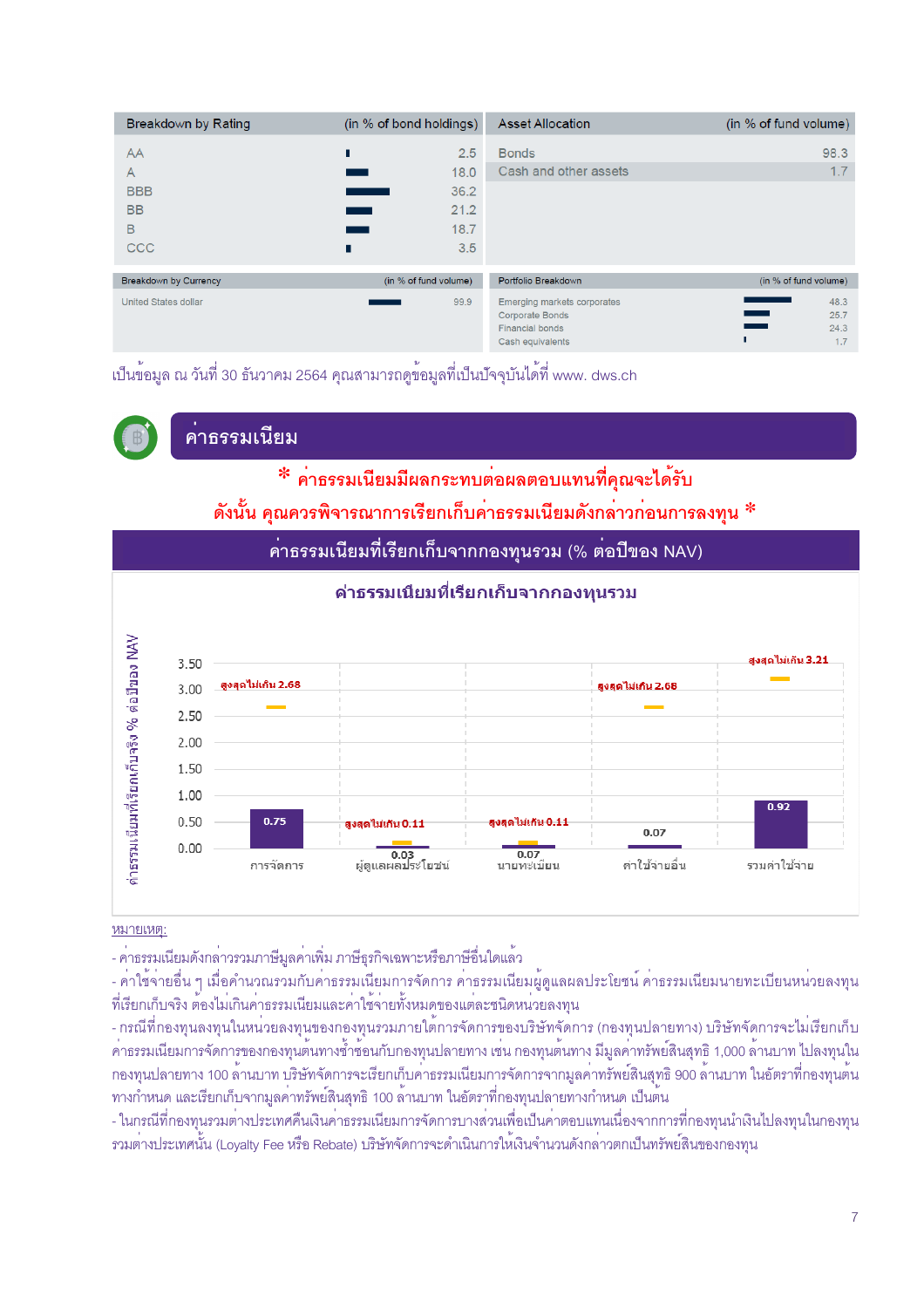| Breakdown by Rating | (in % of bond holdings) |
|---|---|
| AA | 2.5 |
| A | 18.0 |
| BBB | 36.2 |
| BB | 21.2 |
| B | 18.7 |
| CCC | 3.5 |

| Asset Allocation | (in % of fund volume) |
|---|---|
| Bonds | 98.3 |
| Cash and other assets | 1.7 |

| Breakdown by Currency | (in % of fund volume) |
|---|---|
| United States dollar | 99.9 |

| Portfolio Breakdown | (in % of fund volume) |
|---|---|
| Emerging markets corporates | 48.3 |
| Corporate Bonds | 25.7 |
| Financial bonds | 24.3 |
| Cash equivalents | 1.7 |

เป็นข้อมูล ณ วันที่ 30 ธันวาคม 2564 คุณสามารถดูข้อมูลที่เป็นปัจจุบันได้ที่ www. dws.ch

## ค่าธรรมเนียม

**\* ค่าธรรมเนียมมีผลกระทบต่อผลตอบแทนที่คุณจะได้รับ ดังนั้น คุณควรพิจารณาการเรียกเก็บค่าธรรมเนียมดังกล่าวก่อนการลงทุน \***

### ค่าธรรมเนียมที่เรียกเก็บจากกองทุนรวม (% ต่อปีของ NAV)

**ค่าธรรมเนียมที่เรียกเก็บจากกองทุนรวม**

| ค่าธรรมเนียม | ค่าธรรมเนียมที่เรียกเก็บจริง % ต่อปีของ NAV | สูงสุดไม่เกิน |
|---|---|---|
| การจัดการ | 0.75 | 2.68 |
| ผู้ดูแลผลประโยชน์ | 0.03 | 0.11 |
| นายทะเบียน | 0.07 | 0.11 |
| ค่าใช้จ่ายอื่น | 0.07 | 2.68 |
| รวมค่าใช้จ่าย | 0.92 | 3.21 |

หมายเหตุ:

- ค่าธรรมเนียมดังกล่าวรวมภาษีมูลค่าเพิ่ม ภาษีธุรกิจเฉพาะหรือภาษีอื่นใดแล้ว
- ค่าใช้จ่ายอื่น ๆ เมื่อคำนวณรวมกับค่าธรรมเนียมการจัดการ ค่าธรรมเนียมผู้ดูแลผลประโยชน์ ค่าธรรมเนียมนายทะเบียนหน่วยลงทุนที่เรียกเก็บจริง ต้องไม่เกินค่าธรรมเนียมและค่าใช้จ่ายทั้งหมดของแต่ละชนิดหน่วยลงทุน
- กรณีที่กองทุนลงทุนในหน่วยลงทุนของกองทุนรวมภายใต้การจัดการของบริษัทจัดการ (กองทุนปลายทาง) บริษัทจัดการจะไม่เรียกเก็บค่าธรรมเนียมการจัดการของกองทุนต้นทางซ้ำซ้อนกับกองทุนปลายทาง เช่น กองทุนต้นทาง มีมูลค่าทรัพย์สินสุทธิ 1,000 ล้านบาท ไปลงทุนในกองทุนปลายทาง 100 ล้านบาท บริษัทจัดการจะเรียกเก็บค่าธรรมเนียมการจัดการจากมูลค่าทรัพย์สินสุทธิ 900 ล้านบาท ในอัตราที่กองทุนต้นทางกำหนด และเรียกเก็บจากมูลค่าทรัพย์สินสุทธิ 100 ล้านบาท ในอัตราที่กองทุนปลายทางกำหนด เป็นต้น
- ในกรณีที่กองทุนรวมต่างประเทศคืนเงินค่าธรรมเนียมการจัดการบางส่วนเพื่อเป็นค่าตอบแทนเนื่องจากการที่กองทุนนำเงินไปลงทุนในกองทุนรวมต่างประเทศนั้น (Loyalty Fee หรือ Rebate) บริษัทจัดการจะดำเนินการให้เงินจำนวนดังกล่าวตกเป็นทรัพย์สินของกองทุน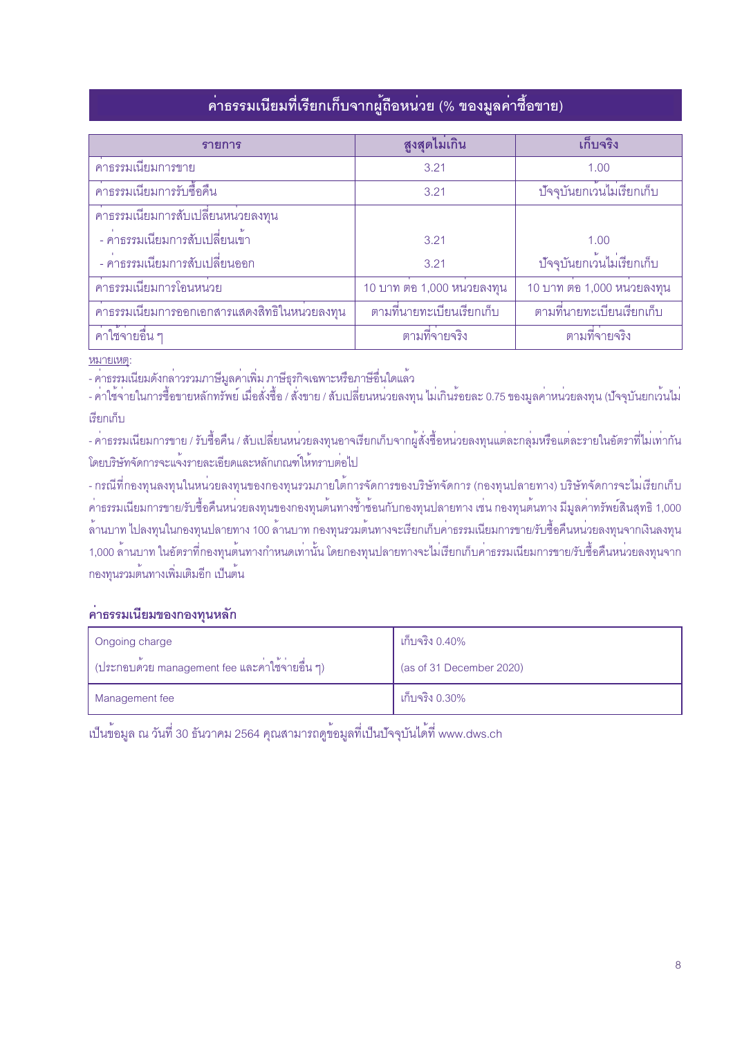## ค่าธรรมเนียมที่เรียกเก็บจากผู้ถือหน่วย (% ของมูลค่าซื้อขาย)

| รายการ | สูงสุดไม่เกิน | เก็บจริง |
|---|---|---|
| ค่าธรรมเนียมการขาย | 3.21 | 1.00 |
| ค่าธรรมเนียมการรับซื้อคืน | 3.21 | ปัจจุบันยกเว้นไม่เรียกเก็บ |
| ค่าธรรมเนียมการสับเปลี่ยนหน่วยลงทุน | | |
| - ค่าธรรมเนียมการสับเปลี่ยนเข้า | 3.21 | 1.00 |
| - ค่าธรรมเนียมการสับเปลี่ยนออก | 3.21 | ปัจจุบันยกเว้นไม่เรียกเก็บ |
| ค่าธรรมเนียมการโอนหน่วย | 10 บาท ต่อ 1,000 หน่วยลงทุน | 10 บาท ต่อ 1,000 หน่วยลงทุน |
| ค่าธรรมเนียมการออกเอกสารแสดงสิทธิในหน่วยลงทุน | ตามที่นายทะเบียนเรียกเก็บ | ตามที่นายทะเบียนเรียกเก็บ |
| ค่าใช้จ่ายอื่น ๆ | ตามที่จ่ายจริง | ตามที่จ่ายจริง |

หมายเหตุ:

- ค่าธรรมเนียมดังกล่าวรวมภาษีมูลค่าเพิ่ม ภาษีธุรกิจเฉพาะหรือภาษีอื่นใดแล้ว
- ค่าใช้จ่ายในการซื้อขายหลักทรัพย์ เมื่อสั่งซื้อ / สั่งขาย / สับเปลี่ยนหน่วยลงทุน ไม่เกินร้อยละ 0.75 ของมูลค่าหน่วยลงทุน (ปัจจุบันยกเว้นไม่เรียกเก็บ
- ค่าธรรมเนียมการขาย / รับซื้อคืน / สับเปลี่ยนหน่วยลงทุนอาจเรียกเก็บจากผู้สั่งซื้อหน่วยลงทุนแต่ละกลุ่มหรือแต่ละรายในอัตราที่ไม่เท่ากัน โดยบริษัทจัดการจะแจ้งรายละเอียดและหลักเกณฑ์ให้ทราบต่อไป
- กรณีที่กองทุนลงทุนในหน่วยลงทุนของกองทุนรวมภายใต้การจัดการของบริษัทจัดการ (กองทุนปลายทาง) บริษัทจัดการจะไม่เรียกเก็บค่าธรรมเนียมการขาย/รับซื้อคืนหน่วยลงทุนของกองทุนต้นทางซ้ำซ้อนกับกองทุนปลายทาง เช่น กองทุนต้นทาง มีมูลค่าทรัพย์สินสุทธิ 1,000 ล้านบาท ไปลงทุนในกองทุนปลายทาง 100 ล้านบาท กองทุนรวมต้นทางจะเรียกเก็บค่าธรรมเนียมการขาย/รับซื้อคืนหน่วยลงทุนจากเงินลงทุน 1,000 ล้านบาท ในอัตราที่กองทุนต้นทางกำหนดเท่านั้น โดยกองทุนปลายทางจะไม่เรียกเก็บค่าธรรมเนียมการขาย/รับซื้อคืนหน่วยลงทุนจากกองทุนรวมต้นทางเพิ่มเติมอีก เป็นต้น

### ค่าธรรมเนียมของกองทุนหลัก

| Ongoing charge (ประกอบด้วย management fee และค่าใช้จ่ายอื่น ๆ) | เก็บจริง 0.40% (as of 31 December 2020) |
|---|---|
| Management fee | เก็บจริง 0.30% |

เป็นข้อมูล ณ วันที่ 30 ธันวาคม 2564 คุณสามารถดูข้อมูลที่เป็นปัจจุบันได้ที่ www.dws.ch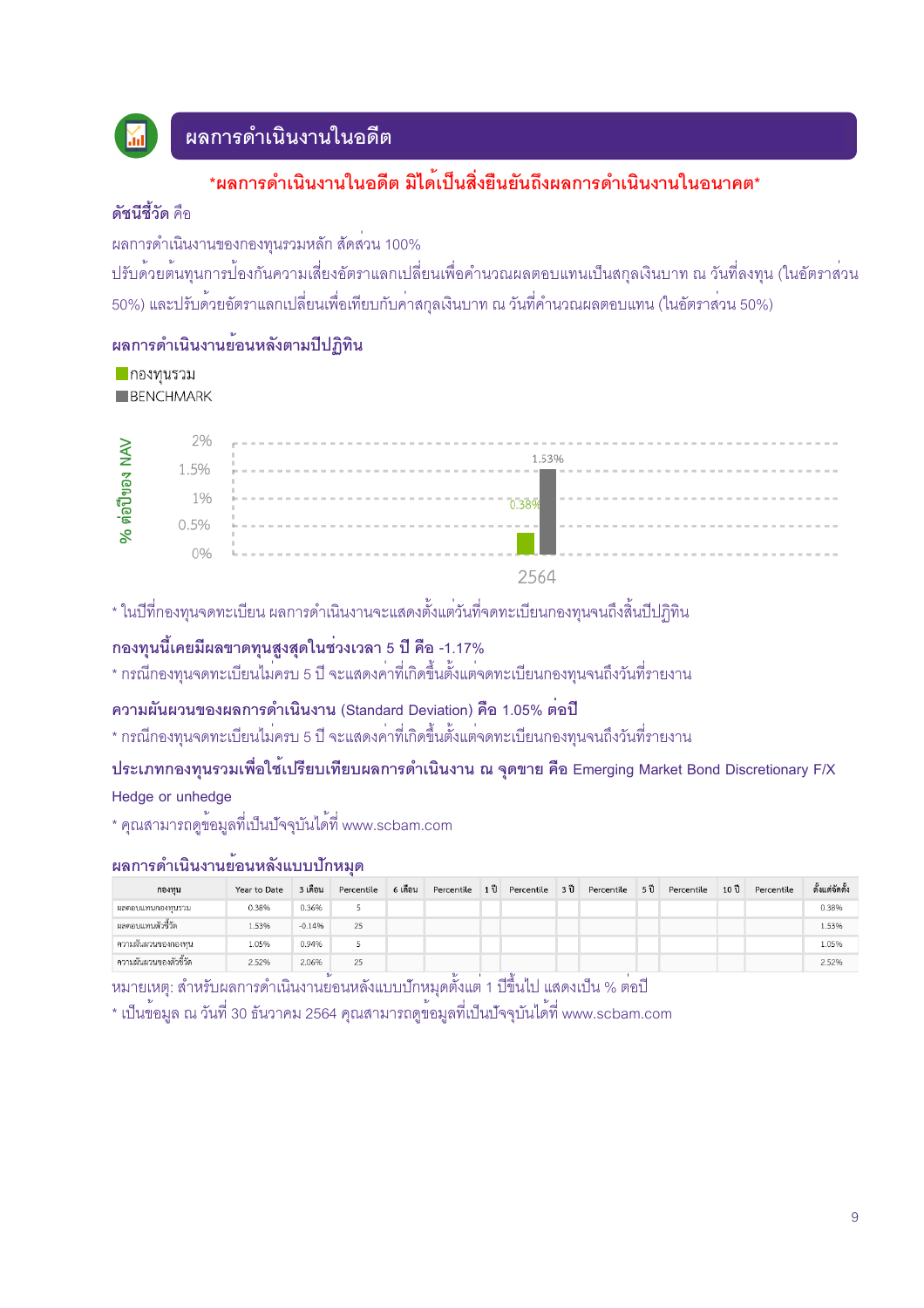## ผลการดำเนินงานในอดีต

**\*ผลการดำเนินงานในอดีต มิได้เป็นสิ่งยืนยันถึงผลการดำเนินงานในอนาคต\***

**ดัชนีชี้วัด** คือ

ผลการดำเนินงานของกองทุนรวมหลัก สัดส่วน 100%

ปรับด้วยต้นทุนการป้องกันความเสี่ยงอัตราแลกเปลี่ยนเพื่อคำนวณผลตอบแทนเป็นสกุลเงินบาท ณ วันที่ลงทุน (ในอัตราส่วน 50%) และปรับด้วยอัตราแลกเปลี่ยนเพื่อเทียบกับค่าสกุลเงินบาท ณ วันที่คำนวณผลตอบแทน (ในอัตราส่วน 50%)

**ผลการดำเนินงานย้อนหลังตามปีปฏิทิน**

- กองทุนรวม
- BENCHMARK

% ต่อปีของ NAV

| ปี | กองทุนรวม | BENCHMARK |
|---|---|---|
| 2564 | 0.38% | 1.53% |

\* ในปีที่กองทุนจดทะเบียน ผลการดำเนินงานจะแสดงตั้งแต่วันที่จดทะเบียนกองทุนจนถึงสิ้นปีปฏิทิน

**กองทุนนี้เคยมีผลขาดทุนสูงสุดในช่วงเวลา 5 ปี คือ -1.17%**

\* กรณีกองทุนจดทะเบียนไม่ครบ 5 ปี จะแสดงค่าที่เกิดขึ้นตั้งแต่จดทะเบียนกองทุนจนถึงวันที่รายงาน

**ความผันผวนของผลการดำเนินงาน (Standard Deviation) คือ 1.05% ต่อปี**

\* กรณีกองทุนจดทะเบียนไม่ครบ 5 ปี จะแสดงค่าที่เกิดขึ้นตั้งแต่จดทะเบียนกองทุนจนถึงวันที่รายงาน

**ประเภทกองทุนรวมเพื่อใช้เปรียบเทียบผลการดำเนินงาน ณ จุดขาย คือ** Emerging Market Bond Discretionary F/X Hedge or unhedge

\* คุณสามารถดูข้อมูลที่เป็นปัจจุบันได้ที่ www.scbam.com

**ผลการดำเนินงานย้อนหลังแบบปักหมุด**

| กองทุน | Year to Date | 3 เดือน | Percentile | 6 เดือน | Percentile | 1 ปี | Percentile | 3 ปี | Percentile | 5 ปี | Percentile | 10 ปี | Percentile | ตั้งแต่จัดตั้ง |
|---|---|---|---|---|---|---|---|---|---|---|---|---|---|---|
| ผลตอบแทนกองทุนรวม | 0.38% | 0.36% | 5 | | | | | | | | | | | 0.38% |
| ผลตอบแทนตัวชี้วัด | 1.53% | -0.14% | 25 | | | | | | | | | | | 1.53% |
| ความผันผวนของกองทุน | 1.05% | 0.94% | 5 | | | | | | | | | | | 1.05% |
| ความผันผวนของตัวชี้วัด | 2.52% | 2.06% | 25 | | | | | | | | | | | 2.52% |

หมายเหตุ: สำหรับผลการดำเนินงานย้อนหลังแบบปักหมุดตั้งแต่ 1 ปีขึ้นไป แสดงเป็น % ต่อปี

\* เป็นข้อมูล ณ วันที่ 30 ธันวาคม 2564 คุณสามารถดูข้อมูลที่เป็นปัจจุบันได้ที่ www.scbam.com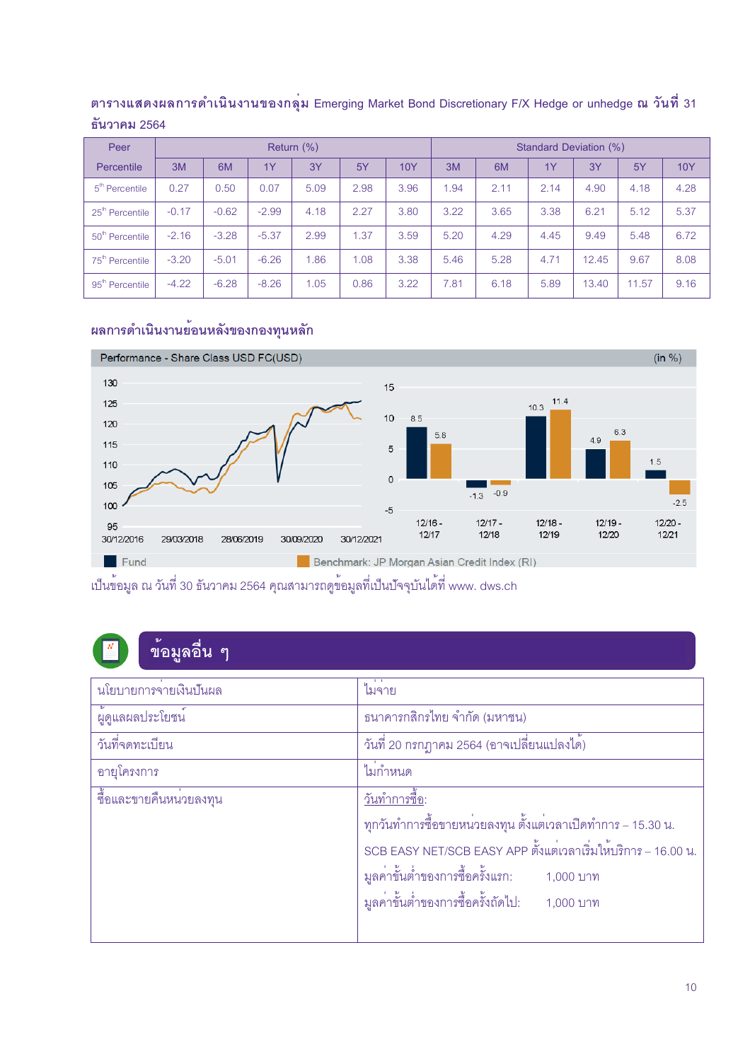**ตารางแสดงผลการดำเนินงานของกลุ่ม** Emerging Market Bond Discretionary F/X Hedge or unhedge **ณ วันที่** 31 **ธันวาคม** 2564

| Peer Percentile | Return (%) | | | | | | Standard Deviation (%) | | | | | |
|---|---|---|---|---|---|---|---|---|---|---|---|---|
| | 3M | 6M | 1Y | 3Y | 5Y | 10Y | 3M | 6M | 1Y | 3Y | 5Y | 10Y |
| 5th Percentile | 0.27 | 0.50 | 0.07 | 5.09 | 2.98 | 3.96 | 1.94 | 2.11 | 2.14 | 4.90 | 4.18 | 4.28 |
| 25th Percentile | -0.17 | -0.62 | -2.99 | 4.18 | 2.27 | 3.80 | 3.22 | 3.65 | 3.38 | 6.21 | 5.12 | 5.37 |
| 50th Percentile | -2.16 | -3.28 | -5.37 | 2.99 | 1.37 | 3.59 | 5.20 | 4.29 | 4.45 | 9.49 | 5.48 | 6.72 |
| 75th Percentile | -3.20 | -5.01 | -6.26 | 1.86 | 1.08 | 3.38 | 5.46 | 5.28 | 4.71 | 12.45 | 9.67 | 8.08 |
| 95th Percentile | -4.22 | -6.28 | -8.26 | 1.05 | 0.86 | 3.22 | 7.81 | 6.18 | 5.89 | 13.40 | 11.57 | 9.16 |

**ผลการดำเนินงานย้อนหลังของกองทุนหลัก**

Performance - Share Class USD FC(USD) (in %)

| | 12/16 - 12/17 | 12/17 - 12/18 | 12/18 - 12/19 | 12/19 - 12/20 | 12/20 - 12/21 |
|---|---|---|---|---|---|
| Fund | 8.5 | -1.3 | 10.3 | 4.9 | 1.5 |
| Benchmark: JP Morgan Asian Credit Index (RI) | 5.8 | -0.9 | 11.4 | 6.3 | -2.5 |

เป็นข้อมูล ณ วันที่ 30 ธันวาคม 2564 คุณสามารถดูข้อมูลที่เป็นปัจจุบันได้ที่ www. dws.ch

## ข้อมูลอื่น ๆ

| | |
|---|---|
| นโยบายการจ่ายเงินปันผล | ไม่จ่าย |
| ผู้ดูแลผลประโยชน์ | ธนาคารกสิกรไทย จำกัด (มหาชน) |
| วันที่จดทะเบียน | วันที่ 20 กรกฎาคม 2564 (อาจเปลี่ยนแปลงได้) |
| อายุโครงการ | ไม่กำหนด |
| ซื้อและขายคืนหน่วยลงทุน | วันทำการซื้อ:<br>ทุกวันทำการซื้อขายหน่วยลงทุน ตั้งแต่เวลาเปิดทำการ – 15.30 น.<br>SCB EASY NET/SCB EASY APP ตั้งแต่เวลาเริ่มให้บริการ – 16.00 น.<br>มูลค่าขั้นต่ำของการซื้อครั้งแรก: 1,000 บาท<br>มูลค่าขั้นต่ำของการซื้อครั้งถัดไป: 1,000 บาท |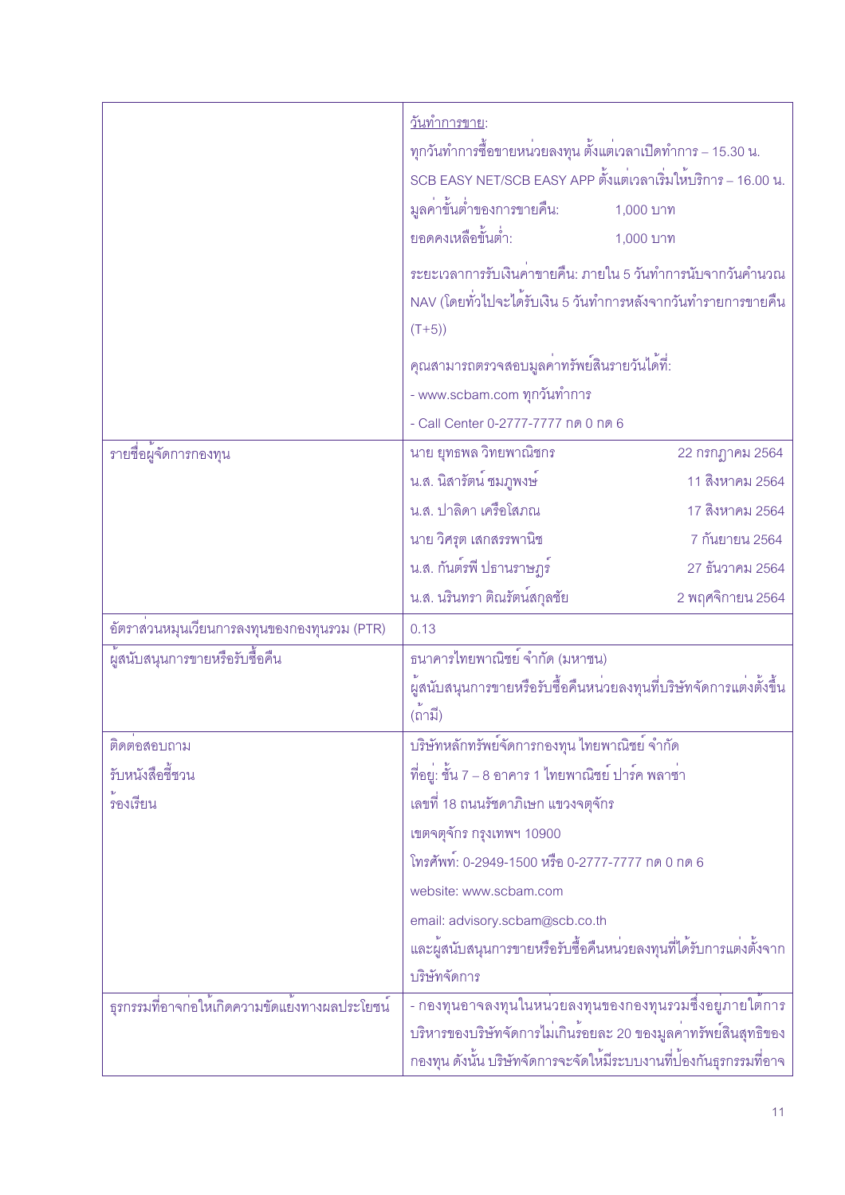| | |
|---|---|
| | <u>วันทำการขาย</u>:<br>ทุกวันทำการซื้อขายหน่วยลงทุน ตั้งแต่เวลาเปิดทำการ – 15.30 น.<br>SCB EASY NET/SCB EASY APP ตั้งแต่เวลาเริ่มให้บริการ – 16.00 น.<br>มูลค่าขั้นต่ำของการขายคืน: 1,000 บาท<br>ยอดคงเหลือขั้นต่ำ: 1,000 บาท<br>ระยะเวลาการรับเงินค่าขายคืน: ภายใน 5 วันทำการนับจากวันคำนวณ NAV (โดยทั่วไปจะได้รับเงิน 5 วันทำการหลังจากวันทำรายการขายคืน (T+5))<br>คุณสามารถตรวจสอบมูลค่าทรัพย์สินรายวันได้ที่:<br>- www.scbam.com ทุกวันทำการ<br>- Call Center 0-2777-7777 กด 0 กด 6 |
| รายชื่อผู้จัดการกองทุน | นาย ยุทธพล วิทยพาณิชกร 22 กรกฎาคม 2564<br>น.ส. นิสารัตน์ ชมภูพงษ์ 11 สิงหาคม 2564<br>น.ส. ปาลิดา เครือโสภณ 17 สิงหาคม 2564<br>นาย วิศรุต เสกสรรพานิช 7 กันยายน 2564<br>น.ส. กันต์รพี ปธานราษฎร์ 27 ธันวาคม 2564<br>น.ส. นรินทรา ติณรัตน์สกุลชัย 2 พฤศจิกายน 2564 |
| อัตราส่วนหมุนเวียนการลงทุนของกองทุนรวม (PTR) | 0.13 |
| ผู้สนับสนุนการขายหรือรับซื้อคืน | ธนาคารไทยพาณิชย์ จำกัด (มหาชน)<br>ผู้สนับสนุนการขายหรือรับซื้อคืนหน่วยลงทุนที่บริษัทจัดการแต่งตั้งขึ้น (ถ้ามี) |
| ติดต่อสอบถาม<br>รับหนังสือชี้ชวน<br>ร้องเรียน | บริษัทหลักทรัพย์จัดการกองทุน ไทยพาณิชย์ จำกัด<br>ที่อยู่: ชั้น 7 – 8 อาคาร 1 ไทยพาณิชย์ ปาร์ค พลาซ่า<br>เลขที่ 18 ถนนรัชดาภิเษก แขวงจตุจักร<br>เขตจตุจักร กรุงเทพฯ 10900<br>โทรศัพท์: 0-2949-1500 หรือ 0-2777-7777 กด 0 กด 6<br>website: www.scbam.com<br>email: advisory.scbam@scb.co.th<br>และผู้สนับสนุนการขายหรือรับซื้อคืนหน่วยลงทุนที่ได้รับการแต่งตั้งจากบริษัทจัดการ |
| ธุรกรรมที่อาจก่อให้เกิดความขัดแย้งทางผลประโยชน์ | - กองทุนอาจลงทุนในหน่วยลงทุนของกองทุนรวมซึ่งอยู่ภายใต้การบริหารของบริษัทจัดการไม่เกินร้อยละ 20 ของมูลค่าทรัพย์สินสุทธิของกองทุน ดังนั้น บริษัทจัดการจะจัดให้มีระบบงานที่ป้องกันธุรกรรมที่อาจ |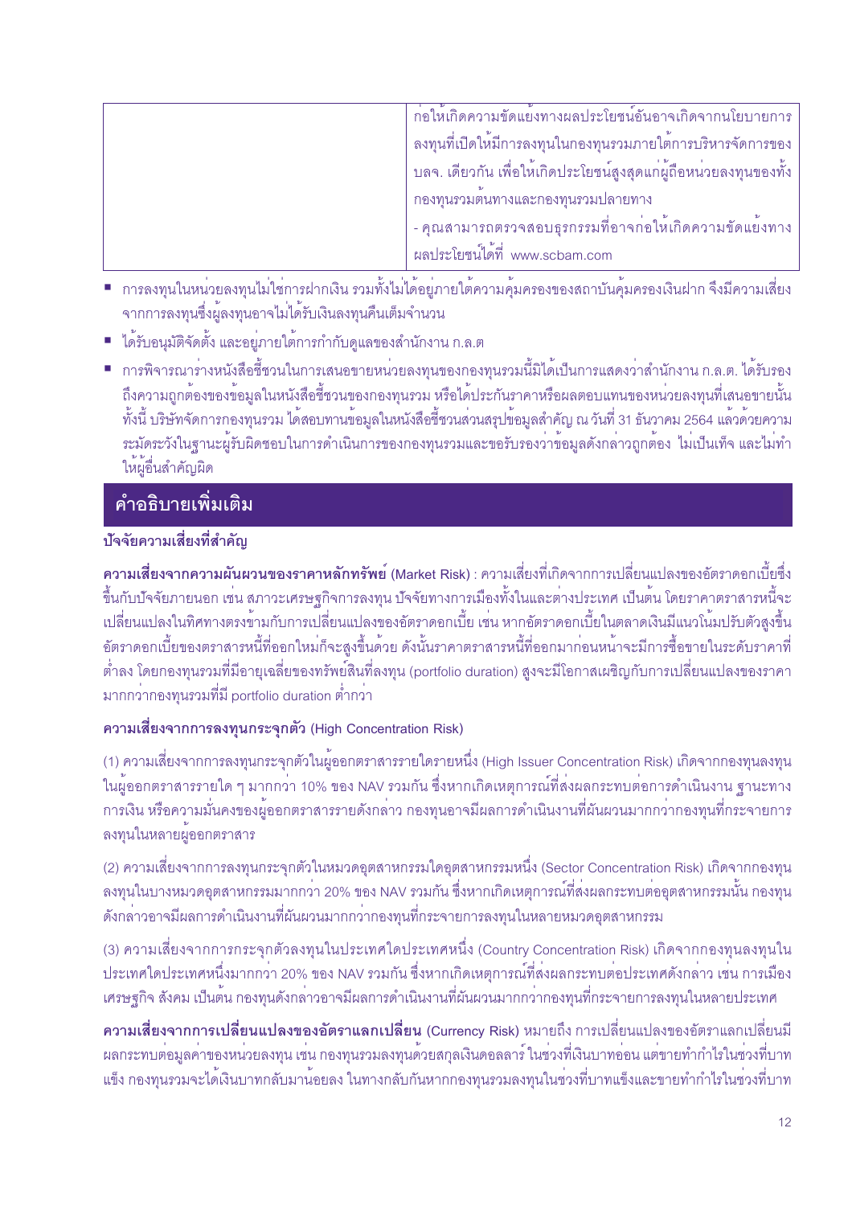| | ก่อให้เกิดความขัดแย้งทางผลประโยชน์อันอาจเกิดจากนโยบายการลงทุนที่เปิดให้มีการลงทุนในกองทุนรวมภายใต้การบริหารจัดการของ บลจ. เดียวกัน เพื่อให้เกิดประโยชน์สูงสุดแก่ผู้ถือหน่วยลงทุนของทั้งกองทุนรวมต้นทางและกองทุนรวมปลายทาง<br>- คุณสามารถตรวจสอบธุรกรรมที่อาจก่อให้เกิดความขัดแย้งทางผลประโยชน์ได้ที่ www.scbam.com |
|---|---|

- การลงทุนในหน่วยลงทุนไม่ใช่การฝากเงิน รวมทั้งไม่ได้อยู่ภายใต้ความคุ้มครองของสถาบันคุ้มครองเงินฝาก จึงมีความเสี่ยงจากการลงทุนซึ่งผู้ลงทุนอาจไม่ได้รับเงินลงทุนคืนเต็มจำนวน
- ได้รับอนุมัติจัดตั้ง และอยู่ภายใต้การกำกับดูแลของสำนักงาน ก.ล.ต
- การพิจารณาร่างหนังสือชี้ชวนในการเสนอขายหน่วยลงทุนของกองทุนรวมนี้มิได้เป็นการแสดงว่าสำนักงาน ก.ล.ต. ได้รับรองถึงความถูกต้องของข้อมูลในหนังสือชี้ชวนของกองทุนรวม หรือได้ประกันราคาหรือผลตอบแทนของหน่วยลงทุนที่เสนอขายนั้น ทั้งนี้ บริษัทจัดการกองทุนรวม ได้สอบทานข้อมูลในหนังสือชี้ชวนส่วนสรุปข้อมูลสำคัญ ณ วันที่ 31 ธันวาคม 2564 แล้วด้วยความระมัดระวังในฐานะผู้รับผิดชอบในการดำเนินการของกองทุนรวมและขอรับรองว่าข้อมูลดังกล่าวถูกต้อง ไม่เป็นเท็จ และไม่ทำให้ผู้อื่นสำคัญผิด

## คำอธิบายเพิ่มเติม

### ปัจจัยความเสี่ยงที่สำคัญ

**ความเสี่ยงจากความผันผวนของราคาหลักทรัพย์** (Market Risk) : ความเสี่ยงที่เกิดจากการเปลี่ยนแปลงของอัตราดอกเบี้ยซึ่งขึ้นกับปัจจัยภายนอก เช่น สภาวะเศรษฐกิจการลงทุน ปัจจัยทางการเมืองทั้งในและต่างประเทศ เป็นต้น โดยราคาตราสารหนี้จะเปลี่ยนแปลงในทิศทางตรงข้ามกับการเปลี่ยนแปลงของอัตราดอกเบี้ย เช่น หากอัตราดอกเบี้ยในตลาดเงินมีแนวโน้มปรับตัวสูงขึ้น อัตราดอกเบี้ยของตราสารหนี้ที่ออกใหม่ก็จะสูงขึ้นด้วย ดังนั้นราคาตราสารหนี้ที่ออกมาก่อนหน้าจะมีการซื้อขายในระดับราคาที่ต่ำลง โดยกองทุนรวมที่มีอายุเฉลี่ยของทรัพย์สินที่ลงทุน (portfolio duration) สูงจะมีโอกาสเผชิญกับการเปลี่ยนแปลงของราคามากกว่ากองทุนรวมที่มี portfolio duration ต่ำกว่า

**ความเสี่ยงจากการลงทุนกระจุกตัว** (High Concentration Risk)

(1) ความเสี่ยงจากการลงทุนกระจุกตัวในผู้ออกตราสารรายใดรายหนึ่ง (High Issuer Concentration Risk) เกิดจากกองทุนลงทุนในผู้ออกตราสารรายใด ๆ มากกว่า 10% ของ NAV รวมกัน ซึ่งหากเกิดเหตุการณ์ที่ส่งผลกระทบต่อการดำเนินงาน ฐานะทางการเงิน หรือความมั่นคงของผู้ออกตราสารรายดังกล่าว กองทุนอาจมีผลการดำเนินงานที่ผันผวนมากกว่ากองทุนที่กระจายการลงทุนในหลายผู้ออกตราสาร

(2) ความเสี่ยงจากการลงทุนกระจุกตัวในหมวดอุตสาหกรรมใดอุตสาหกรรมหนึ่ง (Sector Concentration Risk) เกิดจากกองทุนลงทุนในบางหมวดอุตสาหกรรมมากกว่า 20% ของ NAV รวมกัน ซึ่งหากเกิดเหตุการณ์ที่ส่งผลกระทบต่ออุตสาหกรรมนั้น กองทุนดังกล่าวอาจมีผลการดำเนินงานที่ผันผวนมากกว่ากองทุนที่กระจายการลงทุนในหลายหมวดอุตสาหกรรม

(3) ความเสี่ยงจากการกระจุกตัวลงทุนในประเทศใดประเทศหนึ่ง (Country Concentration Risk) เกิดจากกองทุนลงทุนในประเทศใดประเทศหนึ่งมากกว่า 20% ของ NAV รวมกัน ซึ่งหากเกิดเหตุการณ์ที่ส่งผลกระทบต่อประเทศดังกล่าว เช่น การเมือง เศรษฐกิจ สังคม เป็นต้น กองทุนดังกล่าวอาจมีผลการดำเนินงานที่ผันผวนมากกว่ากองทุนที่กระจายการลงทุนในหลายประเทศ

**ความเสี่ยงจากการเปลี่ยนแปลงของอัตราแลกเปลี่ยน** (Currency Risk) หมายถึง การเปลี่ยนแปลงของอัตราแลกเปลี่ยนมีผลกระทบต่อมูลค่าของหน่วยลงทุน เช่น กองทุนรวมลงทุนด้วยสกุลเงินดอลลาร์ ในช่วงที่เงินบาทอ่อน แต่ขายทำกำไรในช่วงที่บาทแข็ง กองทุนรวมจะได้เงินบาทกลับมาน้อยลง ในทางกลับกันหากกองทุนรวมลงทุนในช่วงที่บาทแข็งและขายทำกำไรในช่วงที่บาท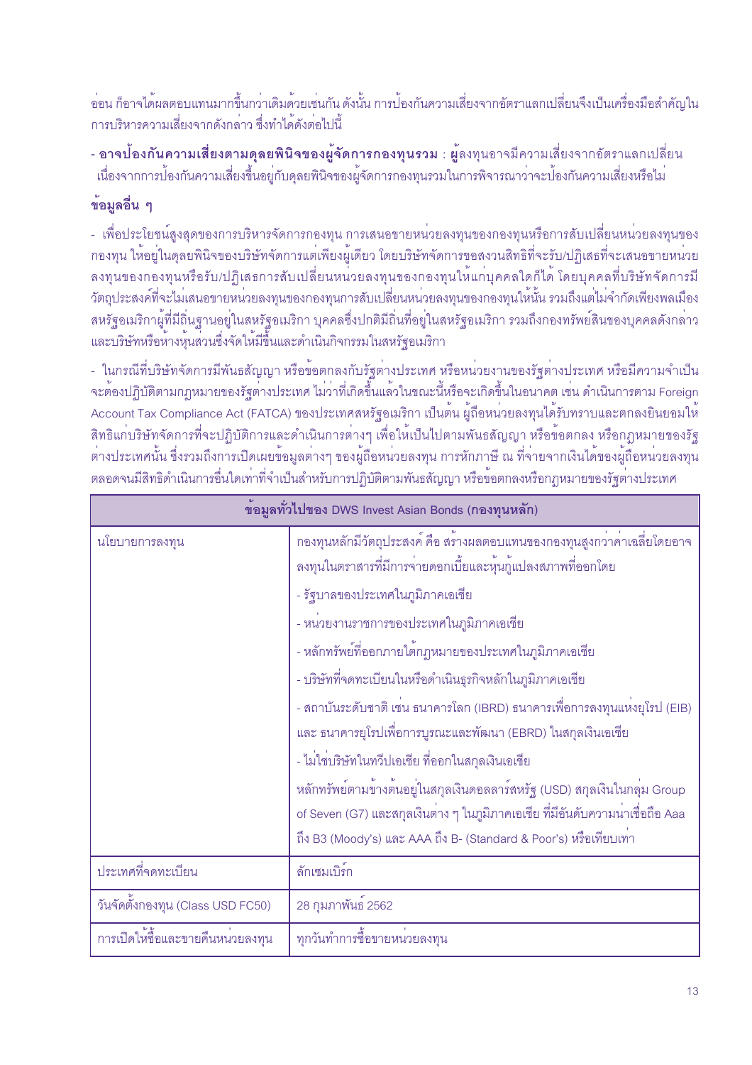อ่อน ก็อาจได้ผลตอบแทนมากขึ้นกว่าเดิมด้วยเช่นกัน ดังนั้น การป้องกันความเสี่ยงจากอัตราแลกเปลี่ยนจึงเป็นเครื่องมือสำคัญในการบริหารความเสี่ยงจากดังกล่าว ซึ่งทำได้ดังต่อไปนี้

- **อาจป้องกันความเสี่ยงตามดุลยพินิจของผู้จัดการกองทุนรวม** : ผู้ลงทุนอาจมีความเสี่ยงจากอัตราแลกเปลี่ยน เนื่องจากการป้องกันความเสี่ยงขึ้นอยู่กับดุลยพินิจของผู้จัดการกองทุนรวมในการพิจารณาว่าจะป้องกันความเสี่ยงหรือไม่

**ข้อมูลอื่น ๆ**

- เพื่อประโยชน์สูงสุดของการบริหารจัดการกองทุน การเสนอขายหน่วยลงทุนของกองทุนหรือการสับเปลี่ยนหน่วยลงทุนของกองทุน ให้อยู่ในดุลยพินิจของบริษัทจัดการแต่เพียงผู้เดียว โดยบริษัทจัดการขอสงวนสิทธิที่จะรับ/ปฏิเสธที่จะเสนอขายหน่วยลงทุนของกองทุนหรือรับ/ปฏิเสธการสับเปลี่ยนหน่วยลงทุนของกองทุนให้แก่บุคคลใดก็ได้ โดยบุคคลที่บริษัทจัดการมีวัตถุประสงค์ที่จะไม่เสนอขายหน่วยลงทุนของกองทุนการสับเปลี่ยนหน่วยลงทุนของกองทุนให้นั้น รวมถึงแต่ไม่จำกัดเพียงพลเมืองสหรัฐอเมริกาผู้ที่มีถิ่นฐานอยู่ในสหรัฐอเมริกา บุคคลซึ่งปกติมีถิ่นที่อยู่ในสหรัฐอเมริกา รวมถึงกองทรัพย์สินของบุคคลดังกล่าว และบริษัทหรือห้างหุ้นส่วนซึ่งจัดให้มีขึ้นและดำเนินกิจกรรมในสหรัฐอเมริกา

- ในกรณีที่บริษัทจัดการมีพันธสัญญา หรือข้อตกลงกับรัฐต่างประเทศ หรือหน่วยงานของรัฐต่างประเทศ หรือมีความจำเป็นจะต้องปฏิบัติตามกฎหมายของรัฐต่างประเทศ ไม่ว่าที่เกิดขึ้นแล้วในขณะนี้หรือจะเกิดขึ้นในอนาคต เช่น ดำเนินการตาม Foreign Account Tax Compliance Act (FATCA) ของประเทศสหรัฐอเมริกา เป็นต้น ผู้ถือหน่วยลงทุนได้รับทราบและตกลงยินยอมให้สิทธิแก่บริษัทจัดการที่จะปฏิบัติการและดำเนินการต่างๆ เพื่อให้เป็นไปตามพันธสัญญา หรือข้อตกลง หรือกฎหมายของรัฐต่างประเทศนั้น ซึ่งรวมถึงการเปิดเผยข้อมูลต่างๆ ของผู้ถือหน่วยลงทุน การหักภาษี ณ ที่จ่ายจากเงินได้ของผู้ถือหน่วยลงทุน ตลอดจนมีสิทธิดำเนินการอื่นใดเท่าที่จำเป็นสำหรับการปฏิบัติตามพันธสัญญา หรือข้อตกลงหรือกฎหมายของรัฐต่างประเทศ

| **ข้อมูลทั่วไปของ DWS Invest Asian Bonds (กองทุนหลัก)** | |
|---|---|
| นโยบายการลงทุน | กองทุนหลักมีวัตถุประสงค์ คือ สร้างผลตอบแทนของกองทุนสูงกว่าค่าเฉลี่ยโดยอาจลงทุนในตราสารที่มีการจ่ายดอกเบี้ยและหุ้นกู้แปลงสภาพที่ออกโดย<br>- รัฐบาลของประเทศในภูมิภาคเอเชีย<br>- หน่วยงานราชการของประเทศในภูมิภาคเอเชีย<br>- หลักทรัพย์ที่ออกภายใต้กฎหมายของประเทศในภูมิภาคเอเชีย<br>- บริษัทที่จดทะเบียนในหรือดำเนินธุรกิจหลักในภูมิภาคเอเชีย<br>- สถาบันระดับชาติ เช่น ธนาคารโลก (IBRD) ธนาคารเพื่อการลงทุนแห่งยุโรป (EIB) และ ธนาคารยุโรปเพื่อการบูรณะและพัฒนา (EBRD) ในสกุลเงินเอเชีย<br>- ไม่ใช่บริษัทในทวีปเอเชีย ที่ออกในสกุลเงินเอเชีย<br>หลักทรัพย์ตามข้างต้นอยู่ในสกุลเงินดอลลาร์สหรัฐ (USD) สกุลเงินในกลุ่ม Group of Seven (G7) และสกุลเงินต่าง ๆ ในภูมิภาคเอเชีย ที่มีอันดับความน่าเชื่อถือ Aaa ถึง B3 (Moody's) และ AAA ถึง B- (Standard & Poor's) หรือเทียบเท่า |
| ประเทศที่จดทะเบียน | ลักเซมเบิร์ก |
| วันจัดตั้งกองทุน (Class USD FC50) | 28 กุมภาพันธ์ 2562 |
| การเปิดให้ซื้อและขายคืนหน่วยลงทุน | ทุกวันทำการซื้อขายหน่วยลงทุน |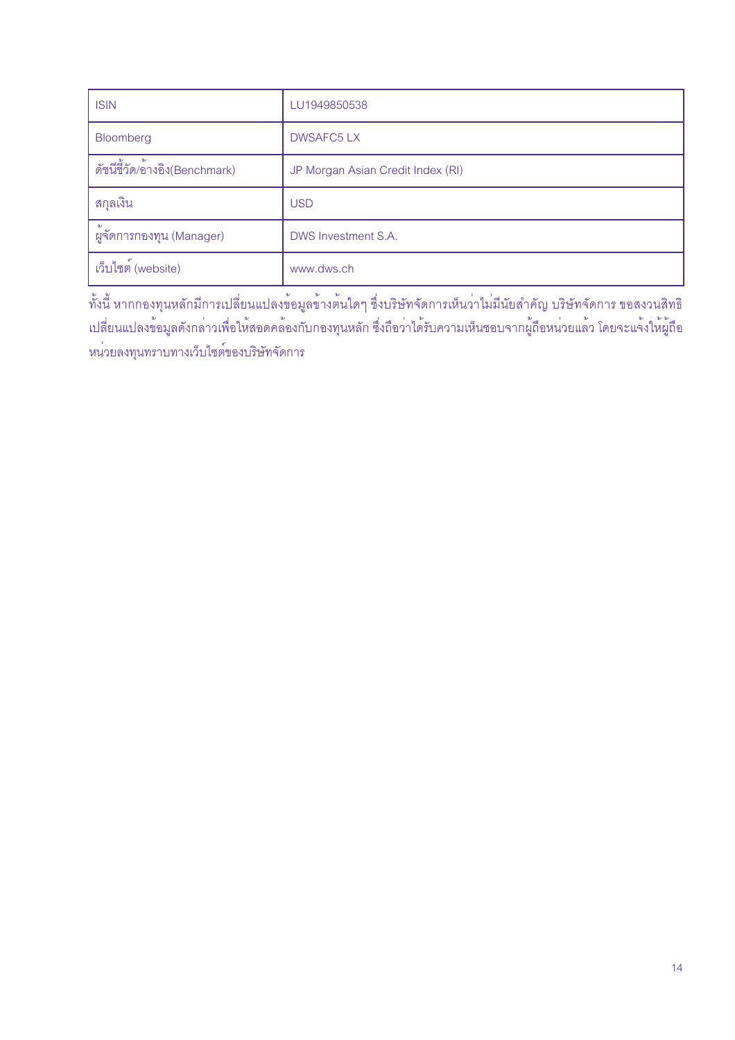| | |
|---|---|
| ISIN | LU1949850538 |
| Bloomberg | DWSAFC5 LX |
| ดัชนีชี้วัด/อ้างอิง(Benchmark) | JP Morgan Asian Credit Index (RI) |
| สกุลเงิน | USD |
| ผู้จัดการกองทุน (Manager) | DWS Investment S.A. |
| เว็บไซต์ (website) | www.dws.ch |

ทั้งนี้ หากกองทุนหลักมีการเปลี่ยนแปลงข้อมูลข้างต้นใดๆ ซึ่งบริษัทจัดการเห็นว่าไม่มีนัยสำคัญ บริษัทจัดการ ขอสงวนสิทธิเปลี่ยนแปลงข้อมูลดังกล่าวเพื่อให้สอดคล้องกับกองทุนหลัก ซึ่งถือว่าได้รับความเห็นชอบจากผู้ถือหน่วยแล้ว โดยจะแจ้งให้ผู้ถือหน่วยลงทุนทราบทางเว็บไซต์ของบริษัทจัดการ